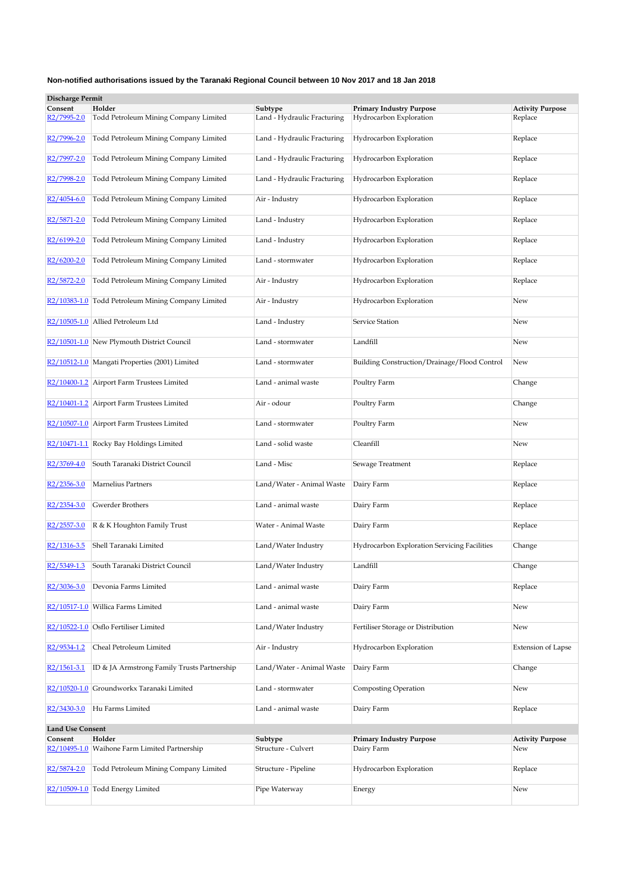### Non-notified authorisations issued by the Taranaki Regional Council between 10 Nov 2017 and 18 Jan 2018

**Discharge Permit**

| Consent | Holder | Subtype | Primary Industry Purpose | Activity Purpose |
|---|---|---|---|---|
| R2/7995-2.0 | Todd Petroleum Mining Company Limited | Land - Hydraulic Fracturing | Hydrocarbon Exploration | Replace |
| R2/7996-2.0 | Todd Petroleum Mining Company Limited | Land - Hydraulic Fracturing | Hydrocarbon Exploration | Replace |
| R2/7997-2.0 | Todd Petroleum Mining Company Limited | Land - Hydraulic Fracturing | Hydrocarbon Exploration | Replace |
| R2/7998-2.0 | Todd Petroleum Mining Company Limited | Land - Hydraulic Fracturing | Hydrocarbon Exploration | Replace |
| R2/4054-6.0 | Todd Petroleum Mining Company Limited | Air - Industry | Hydrocarbon Exploration | Replace |
| R2/5871-2.0 | Todd Petroleum Mining Company Limited | Land - Industry | Hydrocarbon Exploration | Replace |
| R2/6199-2.0 | Todd Petroleum Mining Company Limited | Land - Industry | Hydrocarbon Exploration | Replace |
| R2/6200-2.0 | Todd Petroleum Mining Company Limited | Land - stormwater | Hydrocarbon Exploration | Replace |
| R2/5872-2.0 | Todd Petroleum Mining Company Limited | Air - Industry | Hydrocarbon Exploration | Replace |
| R2/10383-1.0 | Todd Petroleum Mining Company Limited | Air - Industry | Hydrocarbon Exploration | New |
| R2/10505-1.0 | Allied Petroleum Ltd | Land - Industry | Service Station | New |
| R2/10501-1.0 | New Plymouth District Council | Land - stormwater | Landfill | New |
| R2/10512-1.0 | Mangati Properties (2001) Limited | Land - stormwater | Building Construction/Drainage/Flood Control | New |
| R2/10400-1.2 | Airport Farm Trustees Limited | Land - animal waste | Poultry Farm | Change |
| R2/10401-1.2 | Airport Farm Trustees Limited | Air - odour | Poultry Farm | Change |
| R2/10507-1.0 | Airport Farm Trustees Limited | Land - stormwater | Poultry Farm | New |
| R2/10471-1.1 | Rocky Bay Holdings Limited | Land - solid waste | Cleanfill | New |
| R2/3769-4.0 | South Taranaki District Council | Land - Misc | Sewage Treatment | Replace |
| R2/2356-3.0 | Marnelius Partners | Land/Water - Animal Waste | Dairy Farm | Replace |
| R2/2354-3.0 | Gwerder Brothers | Land - animal waste | Dairy Farm | Replace |
| R2/2557-3.0 | R & K Houghton Family Trust | Water - Animal Waste | Dairy Farm | Replace |
| R2/1316-3.5 | Shell Taranaki Limited | Land/Water Industry | Hydrocarbon Exploration Servicing Facilities | Change |
| R2/5349-1.3 | South Taranaki District Council | Land/Water Industry | Landfill | Change |
| R2/3036-3.0 | Devonia Farms Limited | Land - animal waste | Dairy Farm | Replace |
| R2/10517-1.0 | Willica Farms Limited | Land - animal waste | Dairy Farm | New |
| R2/10522-1.0 | Osflo Fertiliser Limited | Land/Water Industry | Fertiliser Storage or Distribution | New |
| R2/9534-1.2 | Cheal Petroleum Limited | Air - Industry | Hydrocarbon Exploration | Extension of Lapse |
| R2/1561-3.1 | ID & JA Armstrong Family Trusts Partnership | Land/Water - Animal Waste | Dairy Farm | Change |
| R2/10520-1.0 | Groundworkx Taranaki Limited | Land - stormwater | Composting Operation | New |
| R2/3430-3.0 | Hu Farms Limited | Land - animal waste | Dairy Farm | Replace |

**Land Use Consent**

| Consent | Holder | Subtype | Primary Industry Purpose | Activity Purpose |
|---|---|---|---|---|
| R2/10495-1.0 | Waihone Farm Limited Partnership | Structure - Culvert | Dairy Farm | New |
| R2/5874-2.0 | Todd Petroleum Mining Company Limited | Structure - Pipeline | Hydrocarbon Exploration | Replace |
| R2/10509-1.0 | Todd Energy Limited | Pipe Waterway | Energy | New |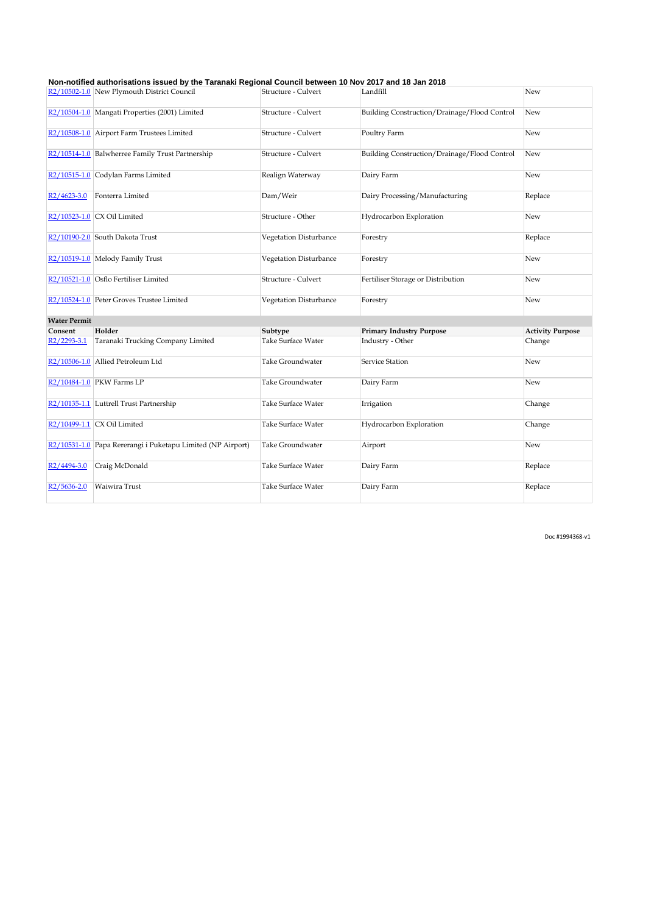**Non-notified authorisations issued by the Taranaki Regional Council between 10 Nov 2017 and 18 Jan 2018**

| | | | | |
|---|---|---|---|---|
| R2/10502-1.0 | New Plymouth District Council | Structure - Culvert | Landfill | New |
| R2/10504-1.0 | Mangati Properties (2001) Limited | Structure - Culvert | Building Construction/Drainage/Flood Control | New |
| R2/10508-1.0 | Airport Farm Trustees Limited | Structure - Culvert | Poultry Farm | New |
| R2/10514-1.0 | Balwherree Family Trust Partnership | Structure - Culvert | Building Construction/Drainage/Flood Control | New |
| R2/10515-1.0 | Codylan Farms Limited | Realign Waterway | Dairy Farm | New |
| R2/4623-3.0 | Fonterra Limited | Dam/Weir | Dairy Processing/Manufacturing | Replace |
| R2/10523-1.0 | CX Oil Limited | Structure - Other | Hydrocarbon Exploration | New |
| R2/10190-2.0 | South Dakota Trust | Vegetation Disturbance | Forestry | Replace |
| R2/10519-1.0 | Melody Family Trust | Vegetation Disturbance | Forestry | New |
| R2/10521-1.0 | Osflo Fertiliser Limited | Structure - Culvert | Fertiliser Storage or Distribution | New |
| R2/10524-1.0 | Peter Groves Trustee Limited | Vegetation Disturbance | Forestry | New |

**Water Permit**

| Consent | Holder | Subtype | Primary Industry Purpose | Activity Purpose |
|---|---|---|---|---|
| R2/2293-3.1 | Taranaki Trucking Company Limited | Take Surface Water | Industry - Other | Change |
| R2/10506-1.0 | Allied Petroleum Ltd | Take Groundwater | Service Station | New |
| R2/10484-1.0 | PKW Farms LP | Take Groundwater | Dairy Farm | New |
| R2/10135-1.1 | Luttrell Trust Partnership | Take Surface Water | Irrigation | Change |
| R2/10499-1.1 | CX Oil Limited | Take Surface Water | Hydrocarbon Exploration | Change |
| R2/10531-1.0 | Papa Rererangi i Puketapu Limited (NP Airport) | Take Groundwater | Airport | New |
| R2/4494-3.0 | Craig McDonald | Take Surface Water | Dairy Farm | Replace |
| R2/5636-2.0 | Waiwira Trust | Take Surface Water | Dairy Farm | Replace |

Doc #1994368-v1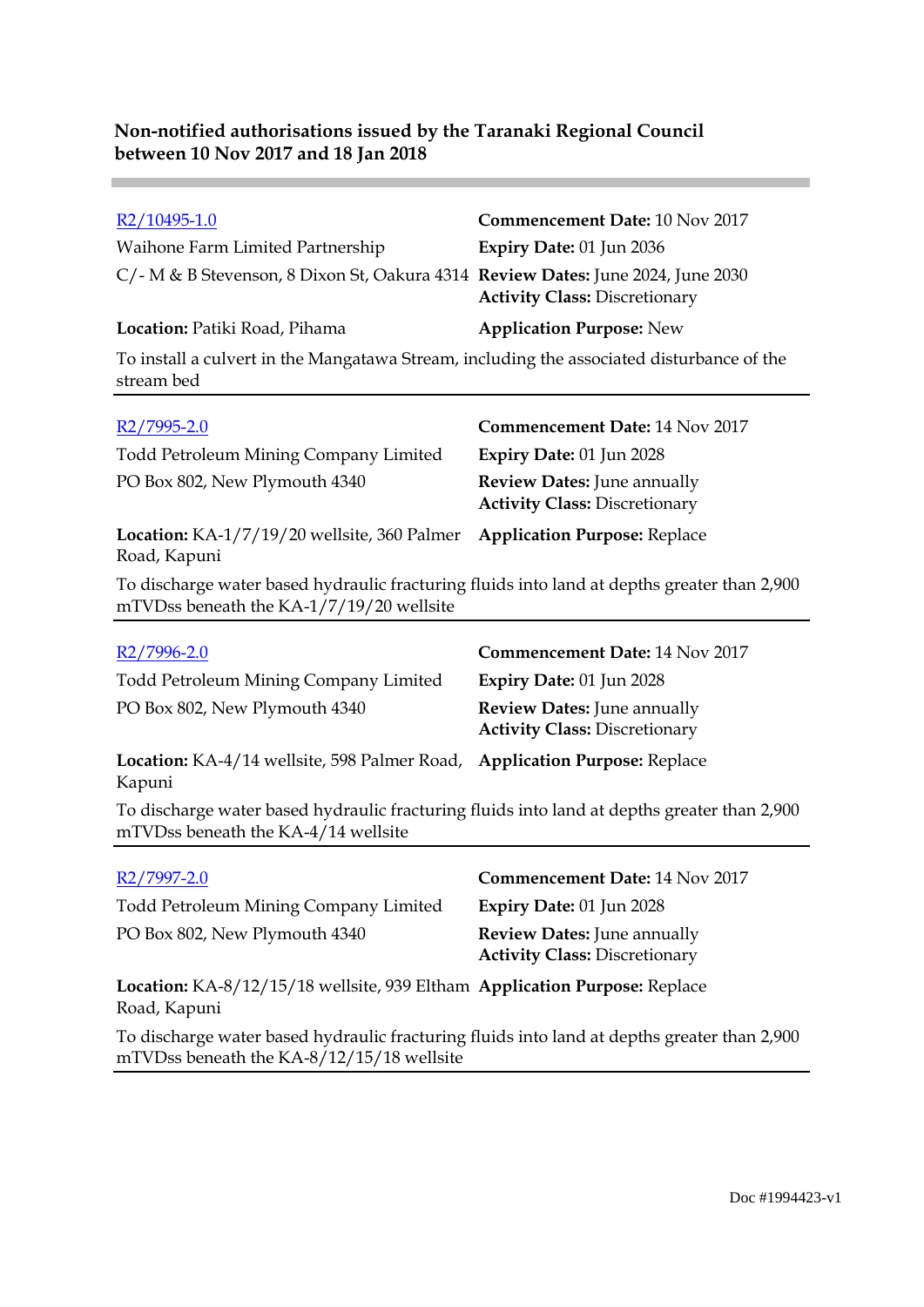**Non-notified authorisations issued by the Taranaki Regional Council between 10 Nov 2017 and 18 Jan 2018**

---

R2/10495-1.0

Waihone Farm Limited Partnership
C/- M & B Stevenson, 8 Dixon St, Oakura 4314

**Commencement Date:** 10 Nov 2017
**Expiry Date:** 01 Jun 2036
**Review Dates:** June 2024, June 2030
**Activity Class:** Discretionary

**Location:** Patiki Road, Pihama
**Application Purpose:** New

To install a culvert in the Mangatawa Stream, including the associated disturbance of the stream bed

---

R2/7995-2.0

Todd Petroleum Mining Company Limited
PO Box 802, New Plymouth 4340

**Commencement Date:** 14 Nov 2017
**Expiry Date:** 01 Jun 2028
**Review Dates:** June annually
**Activity Class:** Discretionary

**Location:** KA-1/7/19/20 wellsite, 360 Palmer Road, Kapuni
**Application Purpose:** Replace

To discharge water based hydraulic fracturing fluids into land at depths greater than 2,900 mTVDss beneath the KA-1/7/19/20 wellsite

---

R2/7996-2.0

Todd Petroleum Mining Company Limited
PO Box 802, New Plymouth 4340

**Commencement Date:** 14 Nov 2017
**Expiry Date:** 01 Jun 2028
**Review Dates:** June annually
**Activity Class:** Discretionary

**Location:** KA-4/14 wellsite, 598 Palmer Road, Kapuni
**Application Purpose:** Replace

To discharge water based hydraulic fracturing fluids into land at depths greater than 2,900 mTVDss beneath the KA-4/14 wellsite

---

R2/7997-2.0

Todd Petroleum Mining Company Limited
PO Box 802, New Plymouth 4340

**Commencement Date:** 14 Nov 2017
**Expiry Date:** 01 Jun 2028
**Review Dates:** June annually
**Activity Class:** Discretionary

**Location:** KA-8/12/15/18 wellsite, 939 Eltham Road, Kapuni
**Application Purpose:** Replace

To discharge water based hydraulic fracturing fluids into land at depths greater than 2,900 mTVDss beneath the KA-8/12/15/18 wellsite

---

Doc #1994423-v1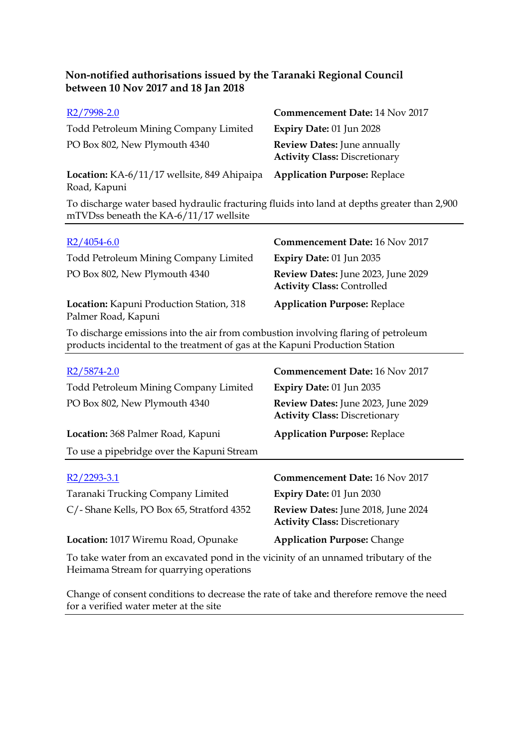**Non-notified authorisations issued by the Taranaki Regional Council between 10 Nov 2017 and 18 Jan 2018**

| | |
|---|---|
| R2/7998-2.0 | **Commencement Date:** 14 Nov 2017 |
| Todd Petroleum Mining Company Limited | **Expiry Date:** 01 Jun 2028 |
| PO Box 802, New Plymouth 4340 | **Review Dates:** June annually<br>**Activity Class:** Discretionary |
| **Location:** KA-6/11/17 wellsite, 849 Ahipaipa Road, Kapuni | **Application Purpose:** Replace |

To discharge water based hydraulic fracturing fluids into land at depths greater than 2,900 mTVDss beneath the KA-6/11/17 wellsite

---

| | |
|---|---|
| R2/4054-6.0 | **Commencement Date:** 16 Nov 2017 |
| Todd Petroleum Mining Company Limited | **Expiry Date:** 01 Jun 2035 |
| PO Box 802, New Plymouth 4340 | **Review Dates:** June 2023, June 2029<br>**Activity Class:** Controlled |
| **Location:** Kapuni Production Station, 318 Palmer Road, Kapuni | **Application Purpose:** Replace |

To discharge emissions into the air from combustion involving flaring of petroleum products incidental to the treatment of gas at the Kapuni Production Station

---

| | |
|---|---|
| R2/5874-2.0 | **Commencement Date:** 16 Nov 2017 |
| Todd Petroleum Mining Company Limited | **Expiry Date:** 01 Jun 2035 |
| PO Box 802, New Plymouth 4340 | **Review Dates:** June 2023, June 2029<br>**Activity Class:** Discretionary |
| **Location:** 368 Palmer Road, Kapuni | **Application Purpose:** Replace |

To use a pipebridge over the Kapuni Stream

---

| | |
|---|---|
| R2/2293-3.1 | **Commencement Date:** 16 Nov 2017 |
| Taranaki Trucking Company Limited | **Expiry Date:** 01 Jun 2030 |
| C/- Shane Kells, PO Box 65, Stratford 4352 | **Review Dates:** June 2018, June 2024<br>**Activity Class:** Discretionary |
| **Location:** 1017 Wiremu Road, Opunake | **Application Purpose:** Change |

To take water from an excavated pond in the vicinity of an unnamed tributary of the Heimama Stream for quarrying operations

Change of consent conditions to decrease the rate of take and therefore remove the need for a verified water meter at the site

---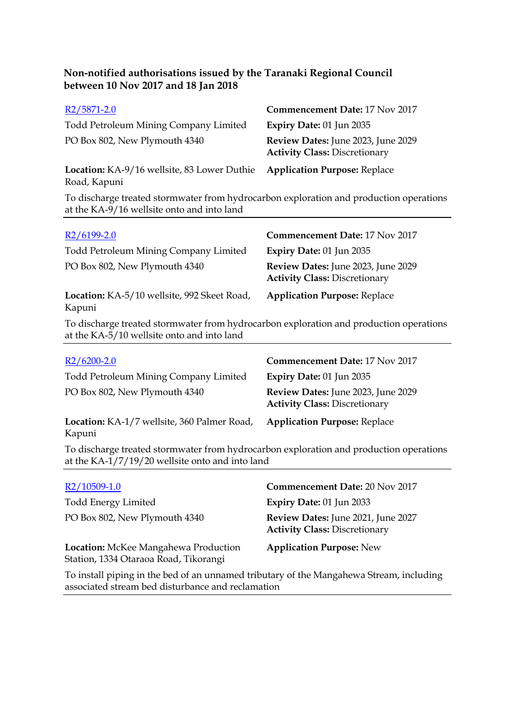**Non-notified authorisations issued by the Taranaki Regional Council between 10 Nov 2017 and 18 Jan 2018**

[R2/5871-2.0]

Todd Petroleum Mining Company Limited
PO Box 802, New Plymouth 4340

**Commencement Date:** 17 Nov 2017
**Expiry Date:** 01 Jun 2035
**Review Dates:** June 2023, June 2029
**Activity Class:** Discretionary

**Location:** KA-9/16 wellsite, 83 Lower Duthie Road, Kapuni

**Application Purpose:** Replace

To discharge treated stormwater from hydrocarbon exploration and production operations at the KA-9/16 wellsite onto and into land

---

[R2/6199-2.0]

Todd Petroleum Mining Company Limited
PO Box 802, New Plymouth 4340

**Commencement Date:** 17 Nov 2017
**Expiry Date:** 01 Jun 2035
**Review Dates:** June 2023, June 2029
**Activity Class:** Discretionary

**Location:** KA-5/10 wellsite, 992 Skeet Road, Kapuni

**Application Purpose:** Replace

To discharge treated stormwater from hydrocarbon exploration and production operations at the KA-5/10 wellsite onto and into land

---

[R2/6200-2.0]

Todd Petroleum Mining Company Limited
PO Box 802, New Plymouth 4340

**Commencement Date:** 17 Nov 2017
**Expiry Date:** 01 Jun 2035
**Review Dates:** June 2023, June 2029
**Activity Class:** Discretionary

**Location:** KA-1/7 wellsite, 360 Palmer Road, Kapuni

**Application Purpose:** Replace

To discharge treated stormwater from hydrocarbon exploration and production operations at the KA-1/7/19/20 wellsite onto and into land

---

[R2/10509-1.0]

Todd Energy Limited
PO Box 802, New Plymouth 4340

**Commencement Date:** 20 Nov 2017
**Expiry Date:** 01 Jun 2033
**Review Dates:** June 2021, June 2027
**Activity Class:** Discretionary

**Location:** McKee Mangahewa Production Station, 1334 Otaraoa Road, Tikorangi

**Application Purpose:** New

To install piping in the bed of an unnamed tributary of the Mangahewa Stream, including associated stream bed disturbance and reclamation

---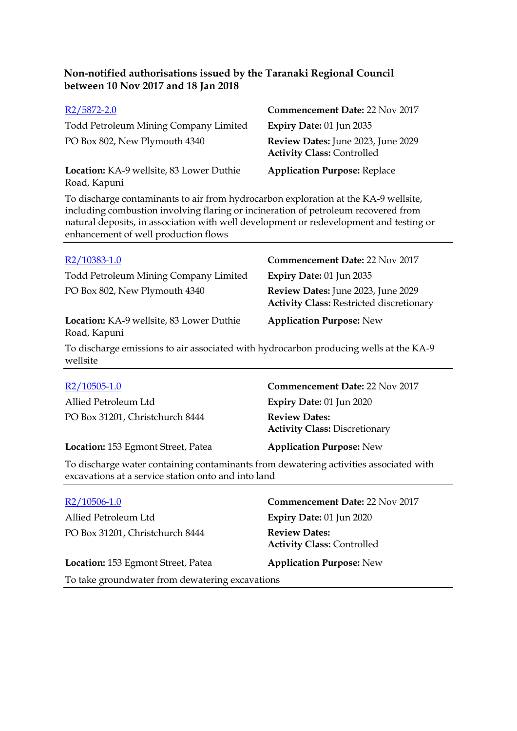## Non-notified authorisations issued by the Taranaki Regional Council between 10 Nov 2017 and 18 Jan 2018

R2/5872-2.0

Todd Petroleum Mining Company Limited
PO Box 802, New Plymouth 4340

**Commencement Date:** 22 Nov 2017
**Expiry Date:** 01 Jun 2035
**Review Dates:** June 2023, June 2029
**Activity Class:** Controlled

**Location:** KA-9 wellsite, 83 Lower Duthie Road, Kapuni

**Application Purpose:** Replace

To discharge contaminants to air from hydrocarbon exploration at the KA-9 wellsite, including combustion involving flaring or incineration of petroleum recovered from natural deposits, in association with well development or redevelopment and testing or enhancement of well production flows

---

R2/10383-1.0

Todd Petroleum Mining Company Limited
PO Box 802, New Plymouth 4340

**Commencement Date:** 22 Nov 2017
**Expiry Date:** 01 Jun 2035
**Review Dates:** June 2023, June 2029
**Activity Class:** Restricted discretionary

**Location:** KA-9 wellsite, 83 Lower Duthie Road, Kapuni

**Application Purpose:** New

To discharge emissions to air associated with hydrocarbon producing wells at the KA-9 wellsite

---

R2/10505-1.0

Allied Petroleum Ltd
PO Box 31201, Christchurch 8444

**Commencement Date:** 22 Nov 2017
**Expiry Date:** 01 Jun 2020
**Review Dates:**
**Activity Class:** Discretionary

**Location:** 153 Egmont Street, Patea

**Application Purpose:** New

To discharge water containing contaminants from dewatering activities associated with excavations at a service station onto and into land

---

R2/10506-1.0

Allied Petroleum Ltd
PO Box 31201, Christchurch 8444

**Commencement Date:** 22 Nov 2017
**Expiry Date:** 01 Jun 2020
**Review Dates:**
**Activity Class:** Controlled

**Location:** 153 Egmont Street, Patea

**Application Purpose:** New

To take groundwater from dewatering excavations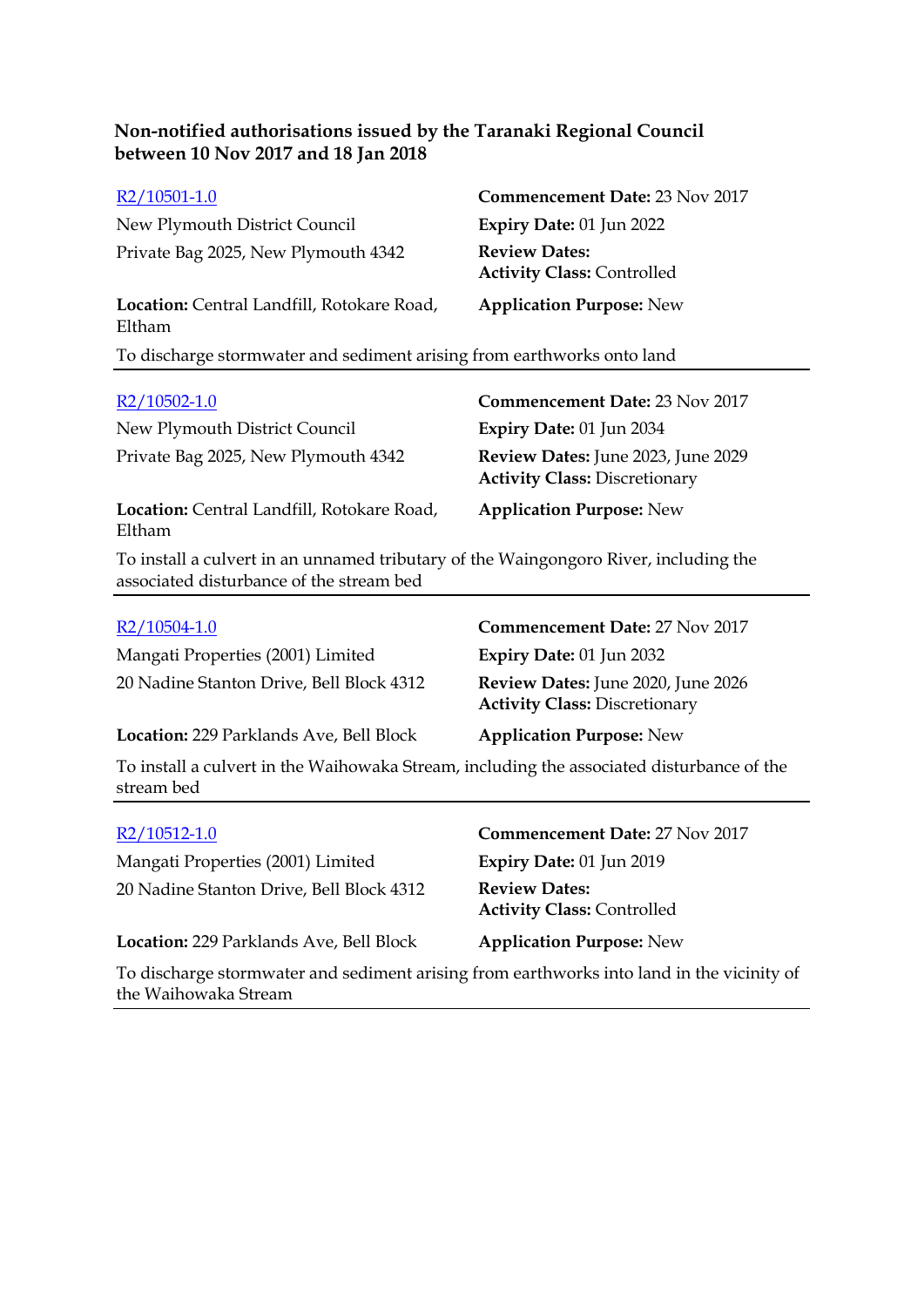**Non-notified authorisations issued by the Taranaki Regional Council between 10 Nov 2017 and 18 Jan 2018**

R2/10501-1.0
New Plymouth District Council
Private Bag 2025, New Plymouth 4342

**Commencement Date:** 23 Nov 2017
**Expiry Date:** 01 Jun 2022
**Review Dates:**
**Activity Class:** Controlled

**Location:** Central Landfill, Rotokare Road, Eltham
**Application Purpose:** New

To discharge stormwater and sediment arising from earthworks onto land

---

R2/10502-1.0
New Plymouth District Council
Private Bag 2025, New Plymouth 4342

**Commencement Date:** 23 Nov 2017
**Expiry Date:** 01 Jun 2034
**Review Dates:** June 2023, June 2029
**Activity Class:** Discretionary

**Location:** Central Landfill, Rotokare Road, Eltham
**Application Purpose:** New

To install a culvert in an unnamed tributary of the Waingongoro River, including the associated disturbance of the stream bed

---

R2/10504-1.0
Mangati Properties (2001) Limited
20 Nadine Stanton Drive, Bell Block 4312

**Commencement Date:** 27 Nov 2017
**Expiry Date:** 01 Jun 2032
**Review Dates:** June 2020, June 2026
**Activity Class:** Discretionary

**Location:** 229 Parklands Ave, Bell Block
**Application Purpose:** New

To install a culvert in the Waihowaka Stream, including the associated disturbance of the stream bed

---

R2/10512-1.0
Mangati Properties (2001) Limited
20 Nadine Stanton Drive, Bell Block 4312

**Commencement Date:** 27 Nov 2017
**Expiry Date:** 01 Jun 2019
**Review Dates:**
**Activity Class:** Controlled

**Location:** 229 Parklands Ave, Bell Block
**Application Purpose:** New

To discharge stormwater and sediment arising from earthworks into land in the vicinity of the Waihowaka Stream

---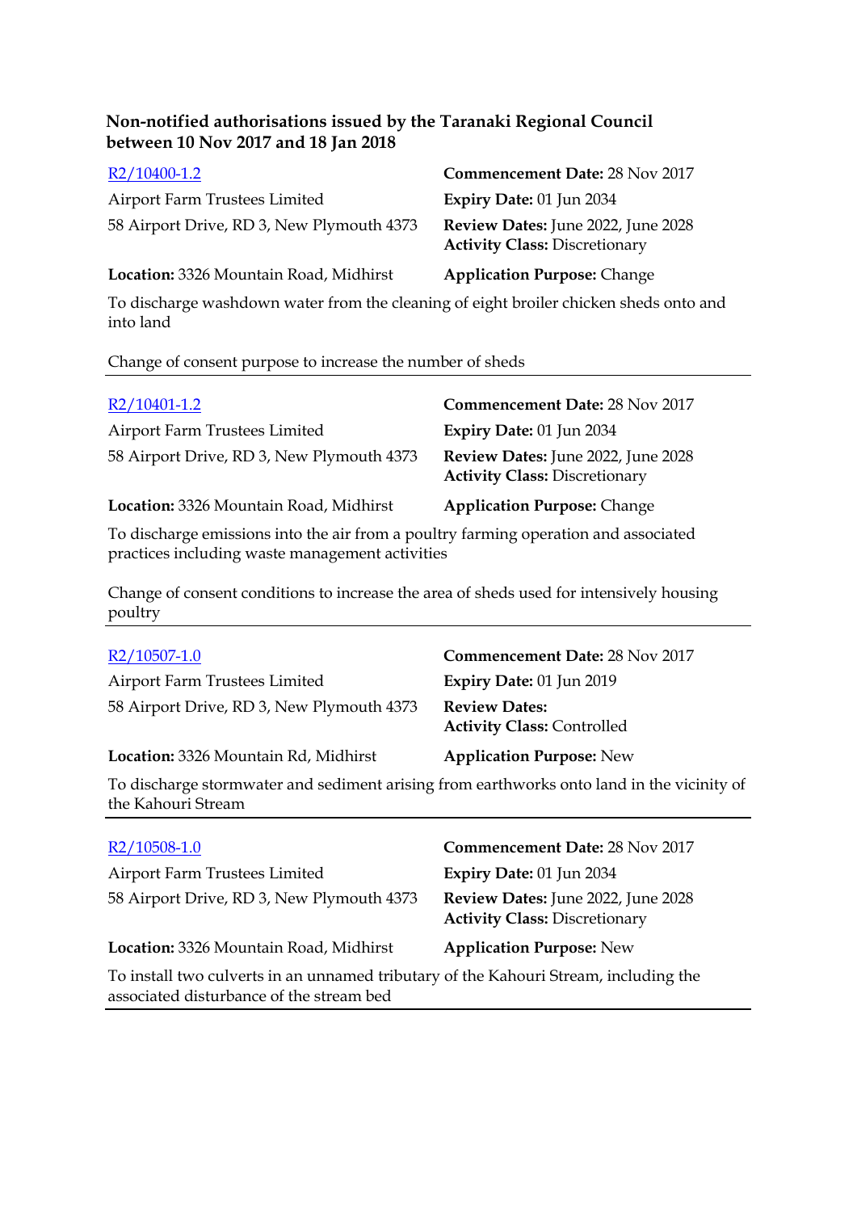**Non-notified authorisations issued by the Taranaki Regional Council between 10 Nov 2017 and 18 Jan 2018**

[R2/10400-1.2](R2/10400-1.2)
Airport Farm Trustees Limited
58 Airport Drive, RD 3, New Plymouth 4373

**Commencement Date:** 28 Nov 2017
**Expiry Date:** 01 Jun 2034
**Review Dates:** June 2022, June 2028
**Activity Class:** Discretionary

**Location:** 3326 Mountain Road, Midhirst
**Application Purpose:** Change

To discharge washdown water from the cleaning of eight broiler chicken sheds onto and into land

Change of consent purpose to increase the number of sheds

---

[R2/10401-1.2](R2/10401-1.2)
Airport Farm Trustees Limited
58 Airport Drive, RD 3, New Plymouth 4373

**Commencement Date:** 28 Nov 2017
**Expiry Date:** 01 Jun 2034
**Review Dates:** June 2022, June 2028
**Activity Class:** Discretionary

**Location:** 3326 Mountain Road, Midhirst
**Application Purpose:** Change

To discharge emissions into the air from a poultry farming operation and associated practices including waste management activities

Change of consent conditions to increase the area of sheds used for intensively housing poultry

---

[R2/10507-1.0](R2/10507-1.0)
Airport Farm Trustees Limited
58 Airport Drive, RD 3, New Plymouth 4373

**Commencement Date:** 28 Nov 2017
**Expiry Date:** 01 Jun 2019
**Review Dates:**
**Activity Class:** Controlled

**Location:** 3326 Mountain Rd, Midhirst
**Application Purpose:** New

To discharge stormwater and sediment arising from earthworks onto land in the vicinity of the Kahouri Stream

---

[R2/10508-1.0](R2/10508-1.0)
Airport Farm Trustees Limited
58 Airport Drive, RD 3, New Plymouth 4373

**Commencement Date:** 28 Nov 2017
**Expiry Date:** 01 Jun 2034
**Review Dates:** June 2022, June 2028
**Activity Class:** Discretionary

**Location:** 3326 Mountain Road, Midhirst
**Application Purpose:** New

To install two culverts in an unnamed tributary of the Kahouri Stream, including the associated disturbance of the stream bed

---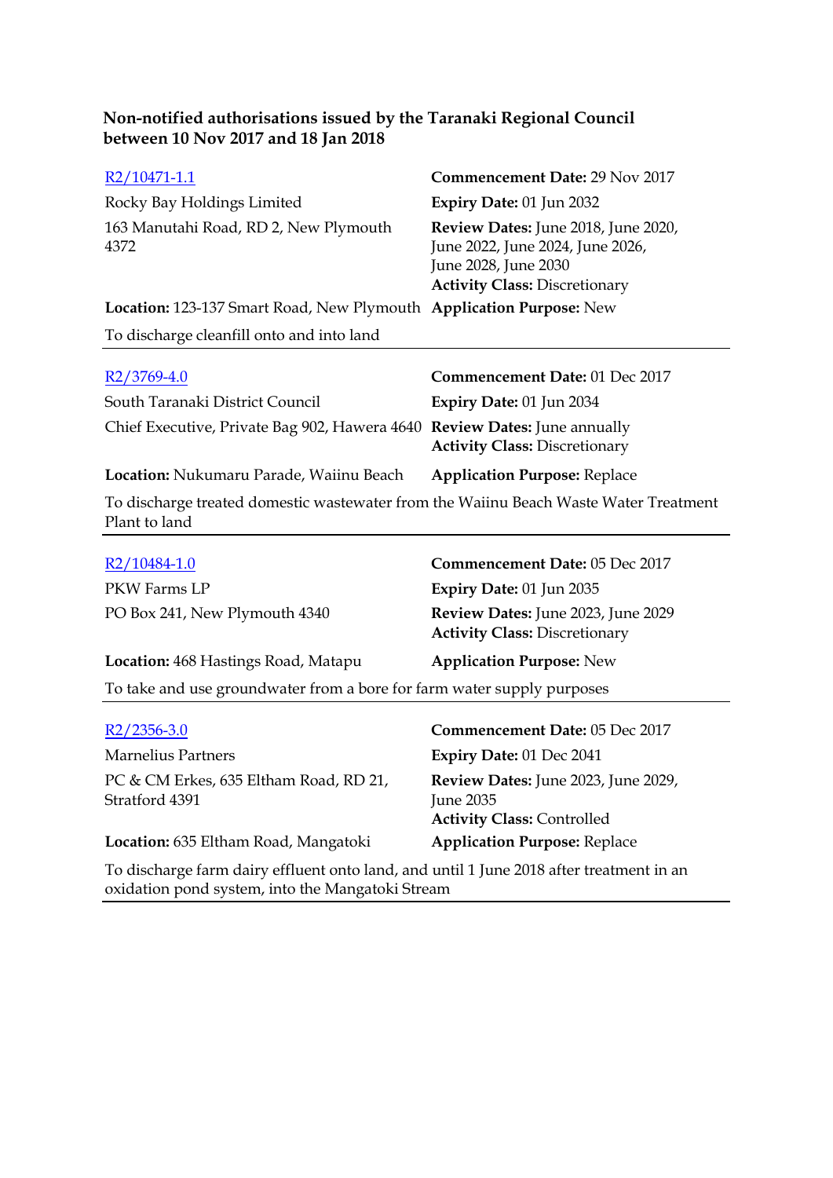**Non-notified authorisations issued by the Taranaki Regional Council between 10 Nov 2017 and 18 Jan 2018**

| | |
|---|---|
| R2/10471-1.1 | **Commencement Date:** 29 Nov 2017 |
| Rocky Bay Holdings Limited | **Expiry Date:** 01 Jun 2032 |
| 163 Manutahi Road, RD 2, New Plymouth 4372 | **Review Dates:** June 2018, June 2020, June 2022, June 2024, June 2026, June 2028, June 2030<br>**Activity Class:** Discretionary |
| **Location:** 123-137 Smart Road, New Plymouth | **Application Purpose:** New |

To discharge cleanfill onto and into land

---

| | |
|---|---|
| R2/3769-4.0 | **Commencement Date:** 01 Dec 2017 |
| South Taranaki District Council | **Expiry Date:** 01 Jun 2034 |
| Chief Executive, Private Bag 902, Hawera 4640 | **Review Dates:** June annually<br>**Activity Class:** Discretionary |
| **Location:** Nukumaru Parade, Waiinu Beach | **Application Purpose:** Replace |

To discharge treated domestic wastewater from the Waiinu Beach Waste Water Treatment Plant to land

---

| | |
|---|---|
| R2/10484-1.0 | **Commencement Date:** 05 Dec 2017 |
| PKW Farms LP | **Expiry Date:** 01 Jun 2035 |
| PO Box 241, New Plymouth 4340 | **Review Dates:** June 2023, June 2029<br>**Activity Class:** Discretionary |
| **Location:** 468 Hastings Road, Matapu | **Application Purpose:** New |

To take and use groundwater from a bore for farm water supply purposes

---

| | |
|---|---|
| R2/2356-3.0 | **Commencement Date:** 05 Dec 2017 |
| Marnelius Partners | **Expiry Date:** 01 Dec 2041 |
| PC & CM Erkes, 635 Eltham Road, RD 21, Stratford 4391 | **Review Dates:** June 2023, June 2029, June 2035<br>**Activity Class:** Controlled |
| **Location:** 635 Eltham Road, Mangatoki | **Application Purpose:** Replace |

To discharge farm dairy effluent onto land, and until 1 June 2018 after treatment in an oxidation pond system, into the Mangatoki Stream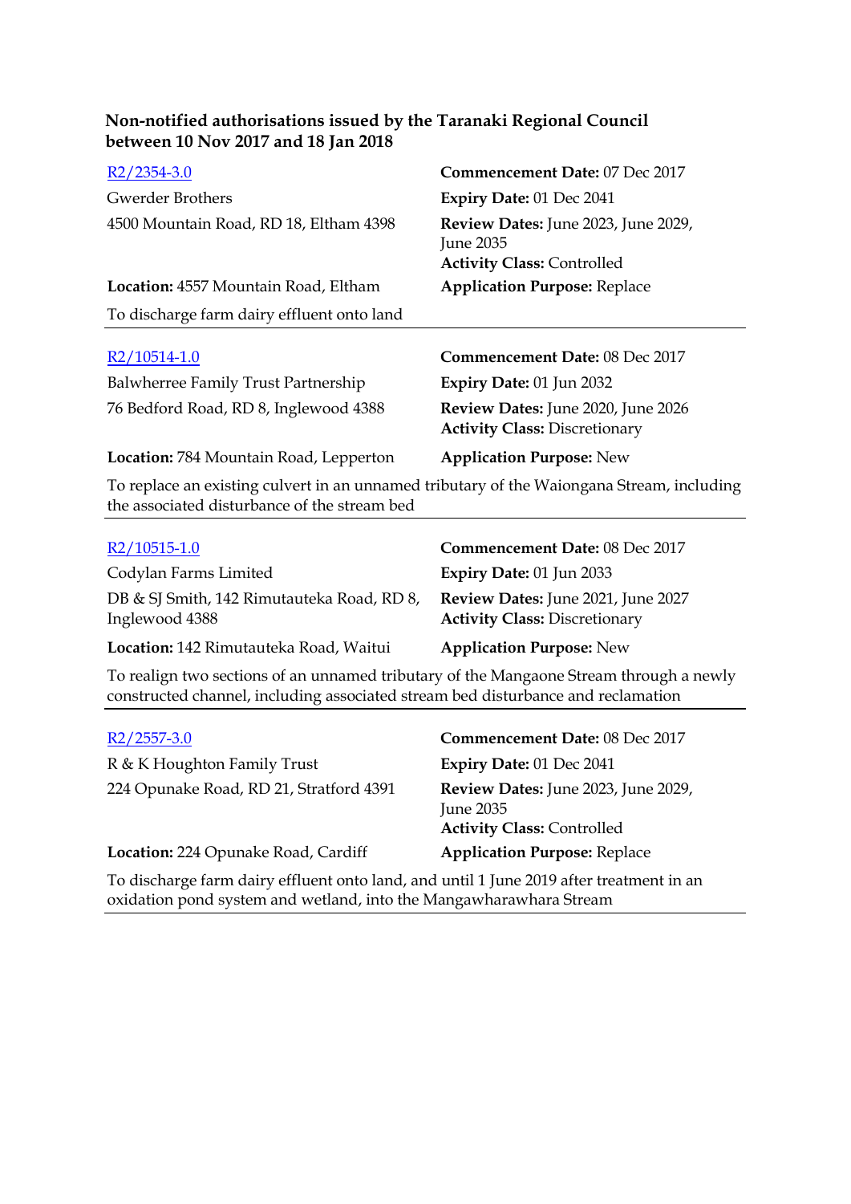**Non-notified authorisations issued by the Taranaki Regional Council between 10 Nov 2017 and 18 Jan 2018**

| | |
|---|---|
| R2/2354-3.0 | **Commencement Date:** 07 Dec 2017 |
| Gwerder Brothers | **Expiry Date:** 01 Dec 2041 |
| 4500 Mountain Road, RD 18, Eltham 4398 | **Review Dates:** June 2023, June 2029, June 2035<br>**Activity Class:** Controlled |
| **Location:** 4557 Mountain Road, Eltham | **Application Purpose:** Replace |

To discharge farm dairy effluent onto land

---

| | |
|---|---|
| R2/10514-1.0 | **Commencement Date:** 08 Dec 2017 |
| Balwherree Family Trust Partnership | **Expiry Date:** 01 Jun 2032 |
| 76 Bedford Road, RD 8, Inglewood 4388 | **Review Dates:** June 2020, June 2026<br>**Activity Class:** Discretionary |
| **Location:** 784 Mountain Road, Lepperton | **Application Purpose:** New |

To replace an existing culvert in an unnamed tributary of the Waiongana Stream, including the associated disturbance of the stream bed

---

| | |
|---|---|
| R2/10515-1.0 | **Commencement Date:** 08 Dec 2017 |
| Codylan Farms Limited | **Expiry Date:** 01 Jun 2033 |
| DB & SJ Smith, 142 Rimutauteka Road, RD 8, Inglewood 4388 | **Review Dates:** June 2021, June 2027<br>**Activity Class:** Discretionary |
| **Location:** 142 Rimutauteka Road, Waitui | **Application Purpose:** New |

To realign two sections of an unnamed tributary of the Mangaone Stream through a newly constructed channel, including associated stream bed disturbance and reclamation

---

| | |
|---|---|
| R2/2557-3.0 | **Commencement Date:** 08 Dec 2017 |
| R & K Houghton Family Trust | **Expiry Date:** 01 Dec 2041 |
| 224 Opunake Road, RD 21, Stratford 4391 | **Review Dates:** June 2023, June 2029, June 2035<br>**Activity Class:** Controlled |
| **Location:** 224 Opunake Road, Cardiff | **Application Purpose:** Replace |

To discharge farm dairy effluent onto land, and until 1 June 2019 after treatment in an oxidation pond system and wetland, into the Mangawharawhara Stream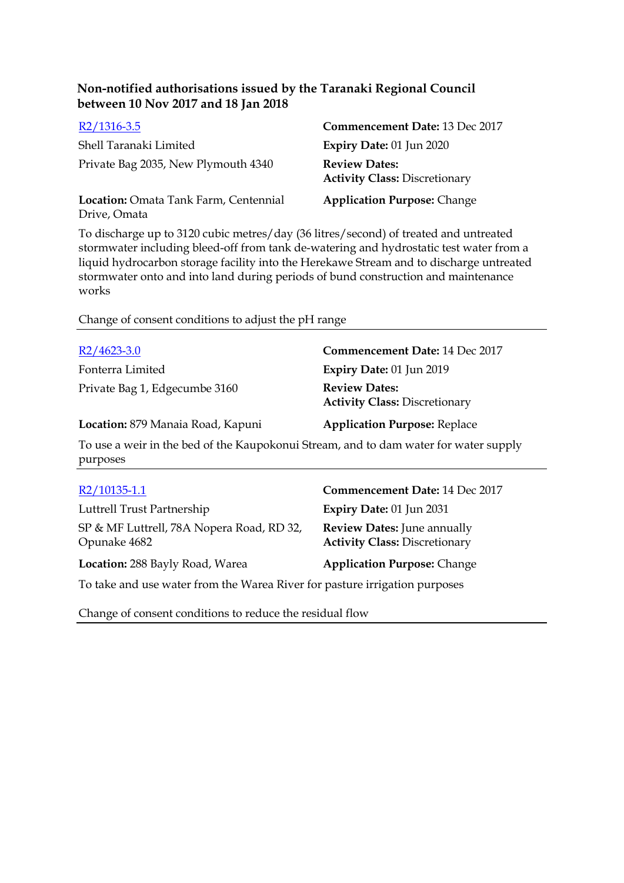**Non-notified authorisations issued by the Taranaki Regional Council between 10 Nov 2017 and 18 Jan 2018**

[R2/1316-3.5]

Shell Taranaki Limited

Private Bag 2035, New Plymouth 4340

**Commencement Date:** 13 Dec 2017

**Expiry Date:** 01 Jun 2020

**Review Dates:**

**Activity Class:** Discretionary

**Location:** Omata Tank Farm, Centennial Drive, Omata

**Application Purpose:** Change

To discharge up to 3120 cubic metres/day (36 litres/second) of treated and untreated stormwater including bleed-off from tank de-watering and hydrostatic test water from a liquid hydrocarbon storage facility into the Herekawe Stream and to discharge untreated stormwater onto and into land during periods of bund construction and maintenance works

Change of consent conditions to adjust the pH range

---

[R2/4623-3.0]

Fonterra Limited

Private Bag 1, Edgecumbe 3160

**Commencement Date:** 14 Dec 2017

**Expiry Date:** 01 Jun 2019

**Review Dates:**

**Activity Class:** Discretionary

**Location:** 879 Manaia Road, Kapuni

**Application Purpose:** Replace

To use a weir in the bed of the Kaupokonui Stream, and to dam water for water supply purposes

---

[R2/10135-1.1]

Luttrell Trust Partnership

SP & MF Luttrell, 78A Nopera Road, RD 32, Opunake 4682

**Commencement Date:** 14 Dec 2017

**Expiry Date:** 01 Jun 2031

**Review Dates:** June annually

**Activity Class:** Discretionary

**Location:** 288 Bayly Road, Warea

**Application Purpose:** Change

To take and use water from the Warea River for pasture irrigation purposes

Change of consent conditions to reduce the residual flow

---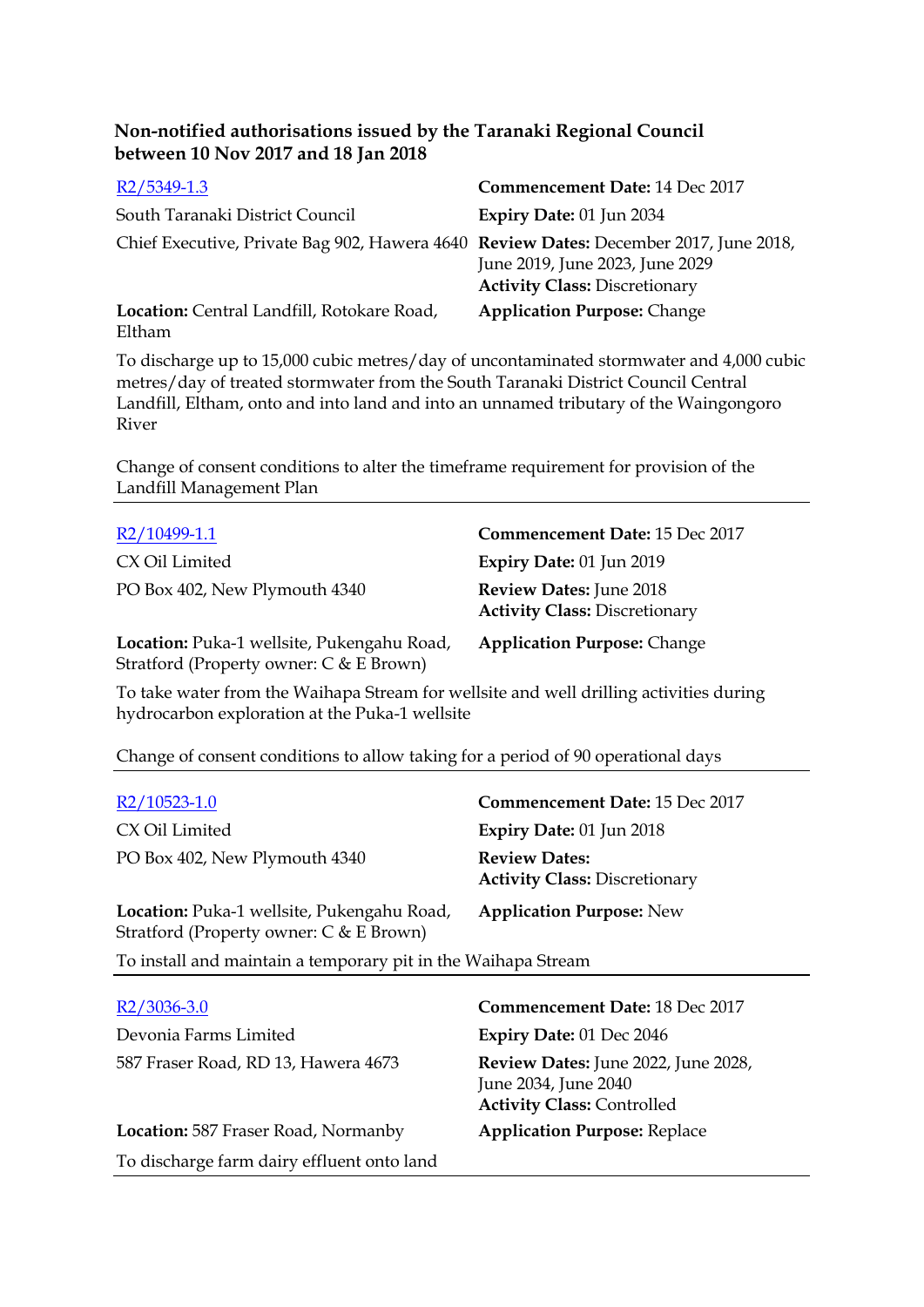**Non-notified authorisations issued by the Taranaki Regional Council between 10 Nov 2017 and 18 Jan 2018**

| | |
|---|---|
| [R2/5349-1.3] | **Commencement Date:** 14 Dec 2017 |
| South Taranaki District Council | **Expiry Date:** 01 Jun 2034 |
| Chief Executive, Private Bag 902, Hawera 4640 | **Review Dates:** December 2017, June 2018, June 2019, June 2023, June 2029<br>**Activity Class:** Discretionary |
| **Location:** Central Landfill, Rotokare Road, Eltham | **Application Purpose:** Change |

To discharge up to 15,000 cubic metres/day of uncontaminated stormwater and 4,000 cubic metres/day of treated stormwater from the South Taranaki District Council Central Landfill, Eltham, onto and into land and into an unnamed tributary of the Waingongoro River

Change of consent conditions to alter the timeframe requirement for provision of the Landfill Management Plan

---

| | |
|---|---|
| [R2/10499-1.1] | **Commencement Date:** 15 Dec 2017 |
| CX Oil Limited | **Expiry Date:** 01 Jun 2019 |
| PO Box 402, New Plymouth 4340 | **Review Dates:** June 2018<br>**Activity Class:** Discretionary |
| **Location:** Puka-1 wellsite, Pukengahu Road, Stratford (Property owner: C & E Brown) | **Application Purpose:** Change |

To take water from the Waihapa Stream for wellsite and well drilling activities during hydrocarbon exploration at the Puka-1 wellsite

Change of consent conditions to allow taking for a period of 90 operational days

---

| | |
|---|---|
| [R2/10523-1.0] | **Commencement Date:** 15 Dec 2017 |
| CX Oil Limited | **Expiry Date:** 01 Jun 2018 |
| PO Box 402, New Plymouth 4340 | **Review Dates:**<br>**Activity Class:** Discretionary |
| **Location:** Puka-1 wellsite, Pukengahu Road, Stratford (Property owner: C & E Brown) | **Application Purpose:** New |

To install and maintain a temporary pit in the Waihapa Stream

---

| | |
|---|---|
| [R2/3036-3.0] | **Commencement Date:** 18 Dec 2017 |
| Devonia Farms Limited | **Expiry Date:** 01 Dec 2046 |
| 587 Fraser Road, RD 13, Hawera 4673 | **Review Dates:** June 2022, June 2028, June 2034, June 2040<br>**Activity Class:** Controlled |
| **Location:** 587 Fraser Road, Normanby | **Application Purpose:** Replace |

To discharge farm dairy effluent onto land

---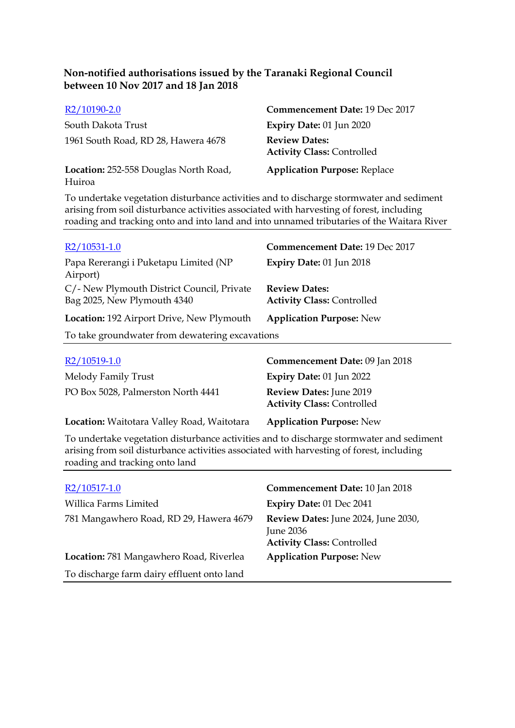**Non-notified authorisations issued by the Taranaki Regional Council between 10 Nov 2017 and 18 Jan 2018**

| | |
|---|---|
| R2/10190-2.0 | **Commencement Date:** 19 Dec 2017 |
| South Dakota Trust | **Expiry Date:** 01 Jun 2020 |
| 1961 South Road, RD 28, Hawera 4678 | **Review Dates:** |
| | **Activity Class:** Controlled |
| **Location:** 252-558 Douglas North Road, Huiroa | **Application Purpose:** Replace |

To undertake vegetation disturbance activities and to discharge stormwater and sediment arising from soil disturbance activities associated with harvesting of forest, including roading and tracking onto and into land and into unnamed tributaries of the Waitara River

---

| | |
|---|---|
| R2/10531-1.0 | **Commencement Date:** 19 Dec 2017 |
| Papa Rererangi i Puketapu Limited (NP Airport) | **Expiry Date:** 01 Jun 2018 |
| C/- New Plymouth District Council, Private Bag 2025, New Plymouth 4340 | **Review Dates:** |
| | **Activity Class:** Controlled |
| **Location:** 192 Airport Drive, New Plymouth | **Application Purpose:** New |

To take groundwater from dewatering excavations

---

| | |
|---|---|
| R2/10519-1.0 | **Commencement Date:** 09 Jan 2018 |
| Melody Family Trust | **Expiry Date:** 01 Jun 2022 |
| PO Box 5028, Palmerston North 4441 | **Review Dates:** June 2019 |
| | **Activity Class:** Controlled |
| **Location:** Waitotara Valley Road, Waitotara | **Application Purpose:** New |

To undertake vegetation disturbance activities and to discharge stormwater and sediment arising from soil disturbance activities associated with harvesting of forest, including roading and tracking onto land

---

| | |
|---|---|
| R2/10517-1.0 | **Commencement Date:** 10 Jan 2018 |
| Willica Farms Limited | **Expiry Date:** 01 Dec 2041 |
| 781 Mangawhero Road, RD 29, Hawera 4679 | **Review Dates:** June 2024, June 2030, June 2036 |
| | **Activity Class:** Controlled |
| **Location:** 781 Mangawhero Road, Riverlea | **Application Purpose:** New |

To discharge farm dairy effluent onto land

---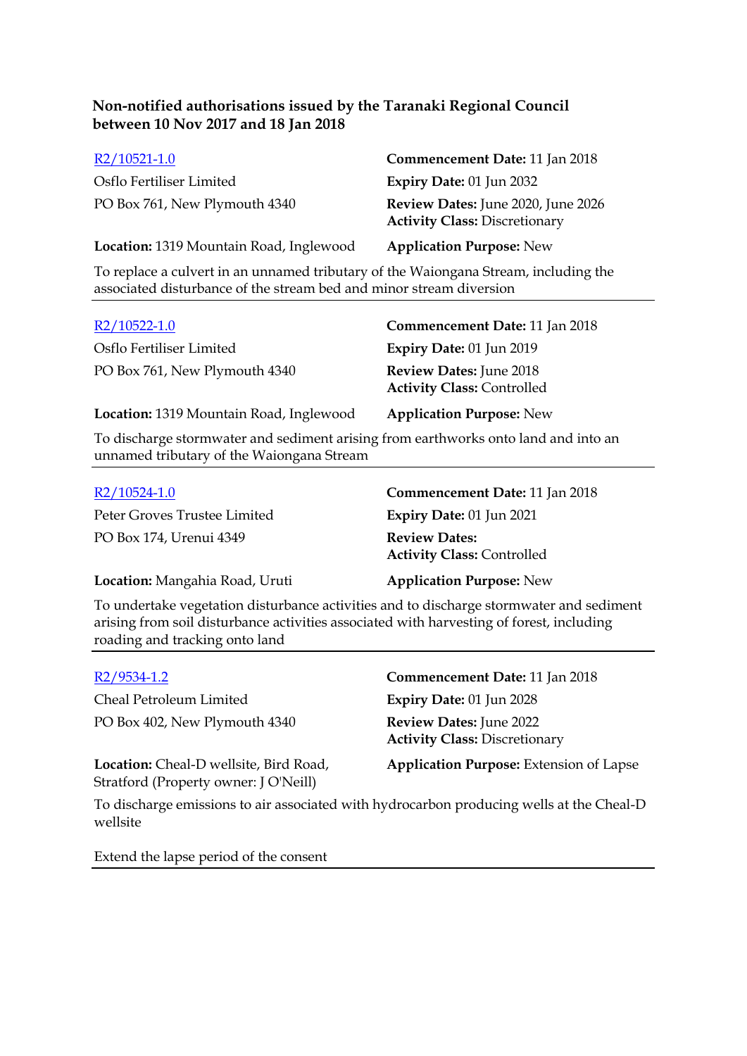**Non-notified authorisations issued by the Taranaki Regional Council between 10 Nov 2017 and 18 Jan 2018**

[R2/10521-1.0](R2/10521-1.0)
Osflo Fertiliser Limited
PO Box 761, New Plymouth 4340

**Commencement Date:** 11 Jan 2018
**Expiry Date:** 01 Jun 2032
**Review Dates:** June 2020, June 2026
**Activity Class:** Discretionary

**Location:** 1319 Mountain Road, Inglewood
**Application Purpose:** New

To replace a culvert in an unnamed tributary of the Waiongana Stream, including the associated disturbance of the stream bed and minor stream diversion

---

[R2/10522-1.0](R2/10522-1.0)
Osflo Fertiliser Limited
PO Box 761, New Plymouth 4340

**Commencement Date:** 11 Jan 2018
**Expiry Date:** 01 Jun 2019
**Review Dates:** June 2018
**Activity Class:** Controlled

**Location:** 1319 Mountain Road, Inglewood
**Application Purpose:** New

To discharge stormwater and sediment arising from earthworks onto land and into an unnamed tributary of the Waiongana Stream

---

[R2/10524-1.0](R2/10524-1.0)
Peter Groves Trustee Limited
PO Box 174, Urenui 4349

**Commencement Date:** 11 Jan 2018
**Expiry Date:** 01 Jun 2021
**Review Dates:**
**Activity Class:** Controlled

**Location:** Mangahia Road, Uruti
**Application Purpose:** New

To undertake vegetation disturbance activities and to discharge stormwater and sediment arising from soil disturbance activities associated with harvesting of forest, including roading and tracking onto land

---

[R2/9534-1.2](R2/9534-1.2)
Cheal Petroleum Limited
PO Box 402, New Plymouth 4340

**Commencement Date:** 11 Jan 2018
**Expiry Date:** 01 Jun 2028
**Review Dates:** June 2022
**Activity Class:** Discretionary

**Location:** Cheal-D wellsite, Bird Road, Stratford (Property owner: J O'Neill)
**Application Purpose:** Extension of Lapse

To discharge emissions to air associated with hydrocarbon producing wells at the Cheal-D wellsite

Extend the lapse period of the consent

---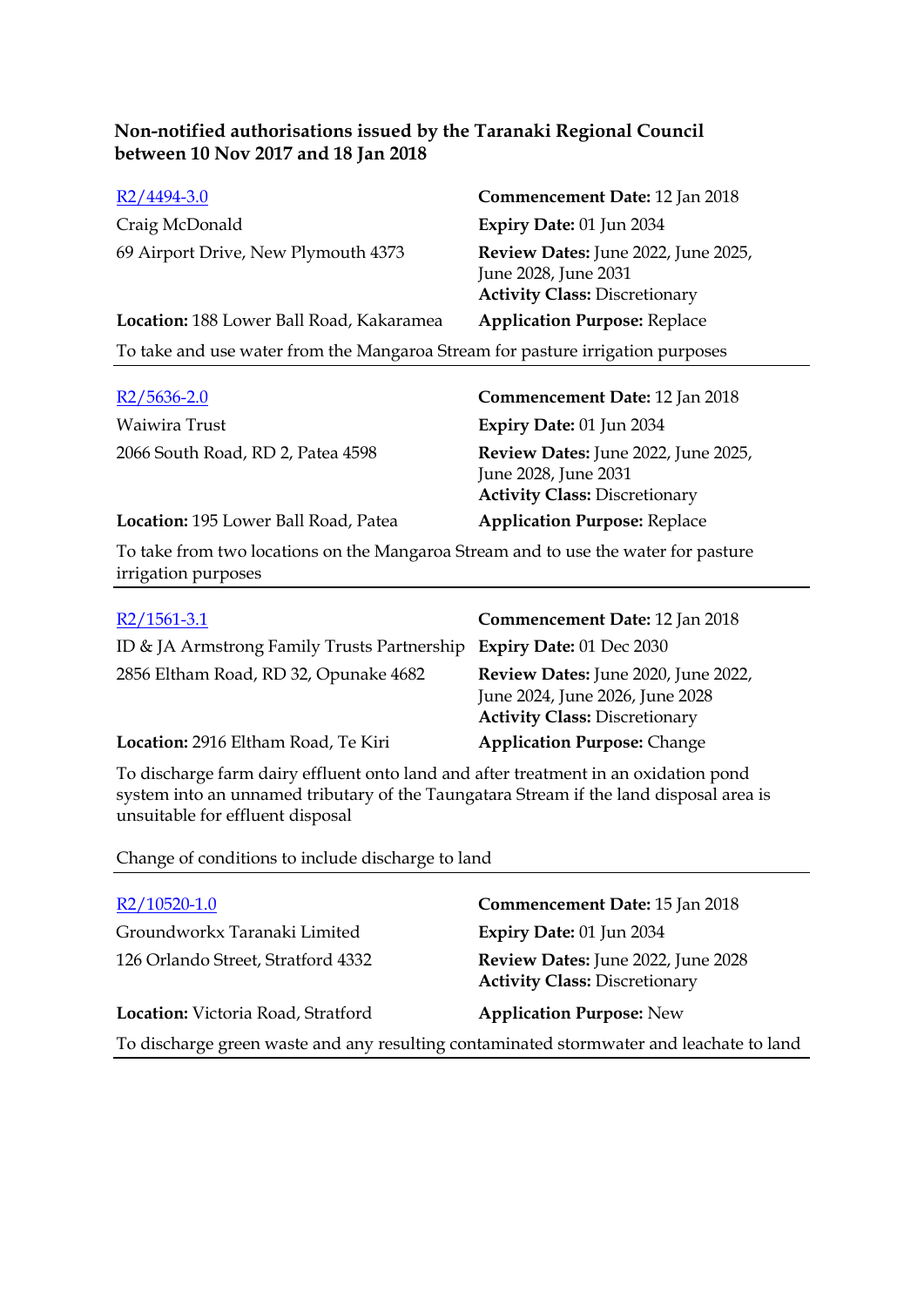**Non-notified authorisations issued by the Taranaki Regional Council between 10 Nov 2017 and 18 Jan 2018**

[R2/4494-3.0](R2/4494-3.0)
Craig McDonald
69 Airport Drive, New Plymouth 4373
**Location:** 188 Lower Ball Road, Kakaramea

**Commencement Date:** 12 Jan 2018
**Expiry Date:** 01 Jun 2034
**Review Dates:** June 2022, June 2025, June 2028, June 2031
**Activity Class:** Discretionary
**Application Purpose:** Replace

To take and use water from the Mangaroa Stream for pasture irrigation purposes

---

[R2/5636-2.0](R2/5636-2.0)
Waiwira Trust
2066 South Road, RD 2, Patea 4598
**Location:** 195 Lower Ball Road, Patea

**Commencement Date:** 12 Jan 2018
**Expiry Date:** 01 Jun 2034
**Review Dates:** June 2022, June 2025, June 2028, June 2031
**Activity Class:** Discretionary
**Application Purpose:** Replace

To take from two locations on the Mangaroa Stream and to use the water for pasture irrigation purposes

---

[R2/1561-3.1](R2/1561-3.1)
ID & JA Armstrong Family Trusts Partnership
2856 Eltham Road, RD 32, Opunake 4682
**Location:** 2916 Eltham Road, Te Kiri

**Commencement Date:** 12 Jan 2018
**Expiry Date:** 01 Dec 2030
**Review Dates:** June 2020, June 2022, June 2024, June 2026, June 2028
**Activity Class:** Discretionary
**Application Purpose:** Change

To discharge farm dairy effluent onto land and after treatment in an oxidation pond system into an unnamed tributary of the Taungatara Stream if the land disposal area is unsuitable for effluent disposal

Change of conditions to include discharge to land

---

[R2/10520-1.0](R2/10520-1.0)
Groundworkx Taranaki Limited
126 Orlando Street, Stratford 4332
**Location:** Victoria Road, Stratford

**Commencement Date:** 15 Jan 2018
**Expiry Date:** 01 Jun 2034
**Review Dates:** June 2022, June 2028
**Activity Class:** Discretionary
**Application Purpose:** New

To discharge green waste and any resulting contaminated stormwater and leachate to land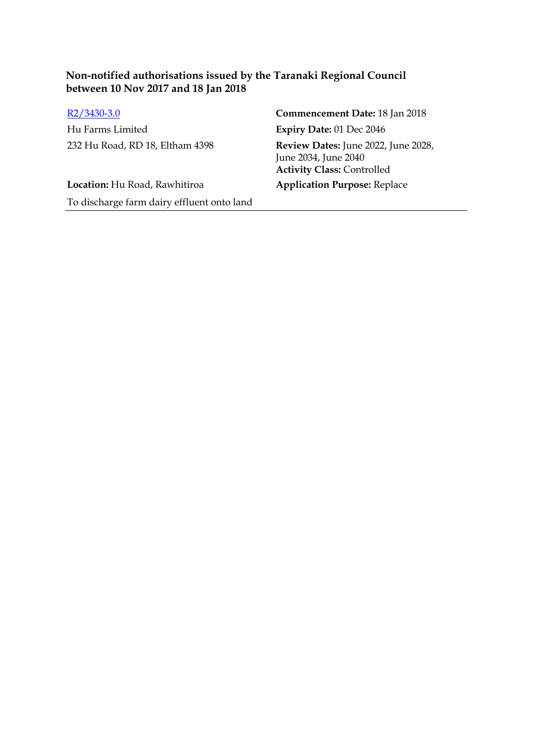**Non-notified authorisations issued by the Taranaki Regional Council between 10 Nov 2017 and 18 Jan 2018**

| | |
|---|---|
| R2/3430-3.0 | **Commencement Date:** 18 Jan 2018 |
| Hu Farms Limited | **Expiry Date:** 01 Dec 2046 |
| 232 Hu Road, RD 18, Eltham 4398 | **Review Dates:** June 2022, June 2028, June 2034, June 2040 |
| | **Activity Class:** Controlled |
| **Location:** Hu Road, Rawhitiroa | **Application Purpose:** Replace |
| To discharge farm dairy effluent onto land | |